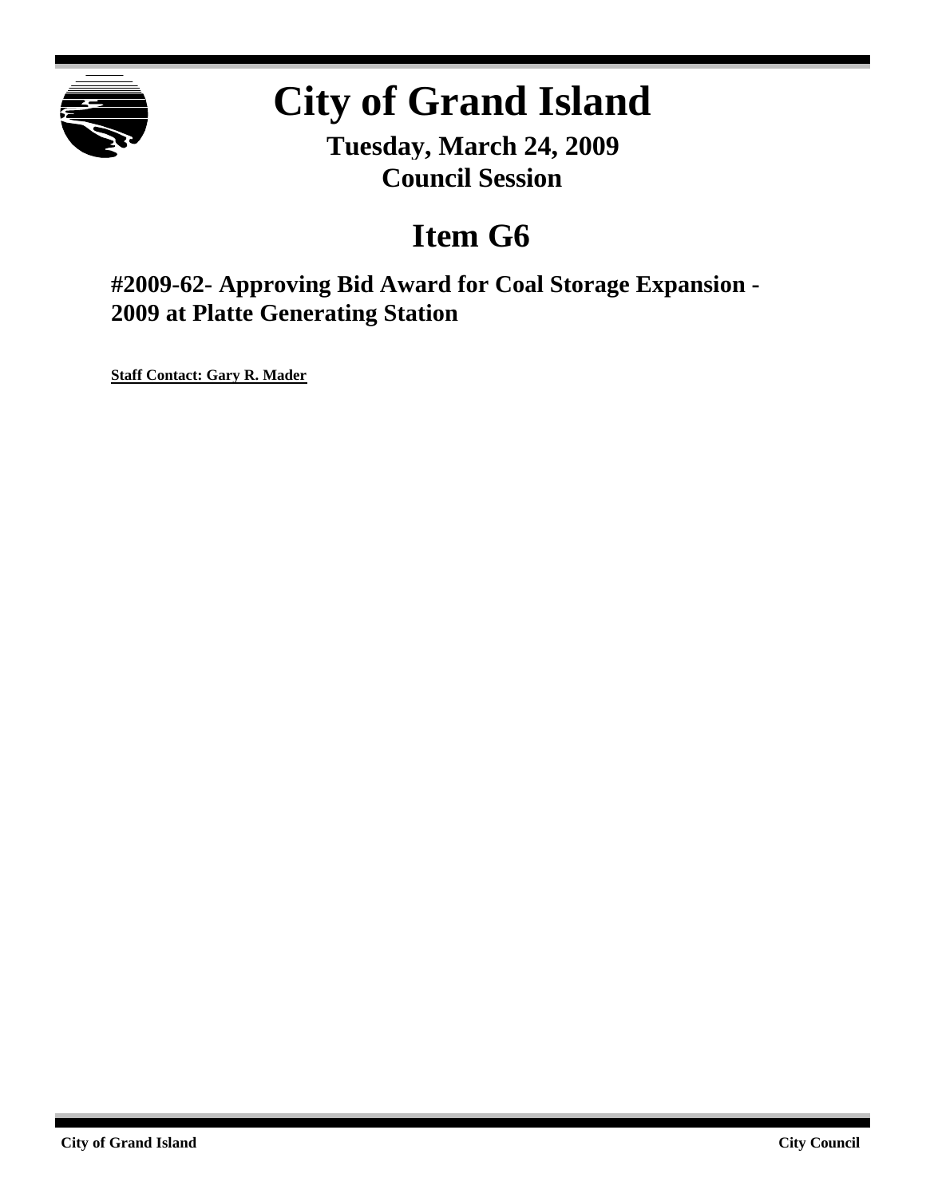# City of Grand Island

**Tuesday, March 24, 2009**
**Council Session**

## Item G6

### #2009-62- Approving Bid Award for Coal Storage Expansion - 2009 at Platte Generating Station

**Staff Contact: Gary R. Mader**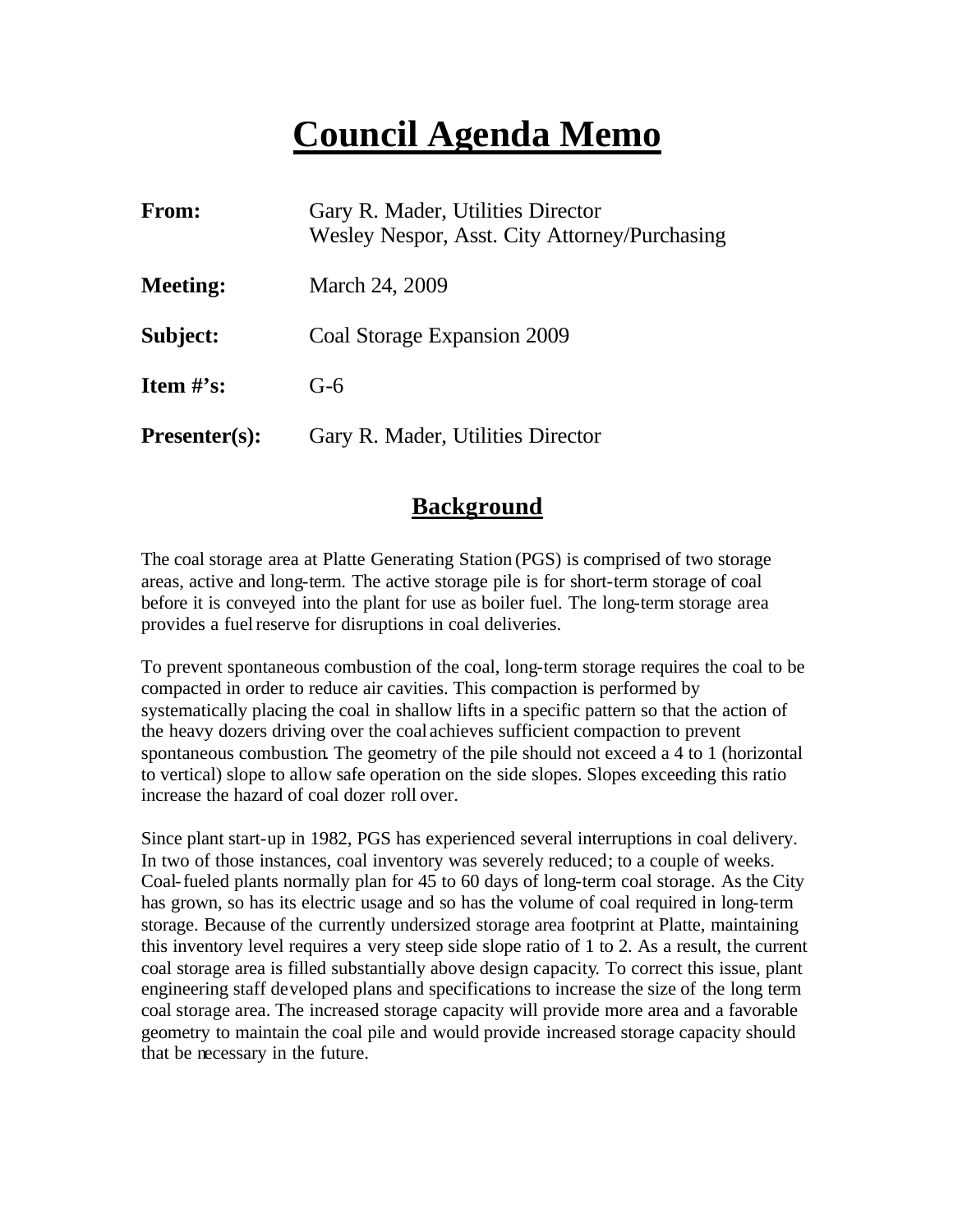# Council Agenda Memo

**From:** Gary R. Mader, Utilities Director
Wesley Nespor, Asst. City Attorney/Purchasing

**Meeting:** March 24, 2009

**Subject:** Coal Storage Expansion 2009

**Item #'s:** G-6

**Presenter(s):** Gary R. Mader, Utilities Director

## Background

The coal storage area at Platte Generating Station (PGS) is comprised of two storage areas, active and long-term. The active storage pile is for short-term storage of coal before it is conveyed into the plant for use as boiler fuel. The long-term storage area provides a fuel reserve for disruptions in coal deliveries.

To prevent spontaneous combustion of the coal, long-term storage requires the coal to be compacted in order to reduce air cavities. This compaction is performed by systematically placing the coal in shallow lifts in a specific pattern so that the action of the heavy dozers driving over the coal achieves sufficient compaction to prevent spontaneous combustion. The geometry of the pile should not exceed a 4 to 1 (horizontal to vertical) slope to allow safe operation on the side slopes. Slopes exceeding this ratio increase the hazard of coal dozer roll over.

Since plant start-up in 1982, PGS has experienced several interruptions in coal delivery. In two of those instances, coal inventory was severely reduced; to a couple of weeks. Coal-fueled plants normally plan for 45 to 60 days of long-term coal storage. As the City has grown, so has its electric usage and so has the volume of coal required in long-term storage. Because of the currently undersized storage area footprint at Platte, maintaining this inventory level requires a very steep side slope ratio of 1 to 2. As a result, the current coal storage area is filled substantially above design capacity. To correct this issue, plant engineering staff developed plans and specifications to increase the size of the long term coal storage area. The increased storage capacity will provide more area and a favorable geometry to maintain the coal pile and would provide increased storage capacity should that be necessary in the future.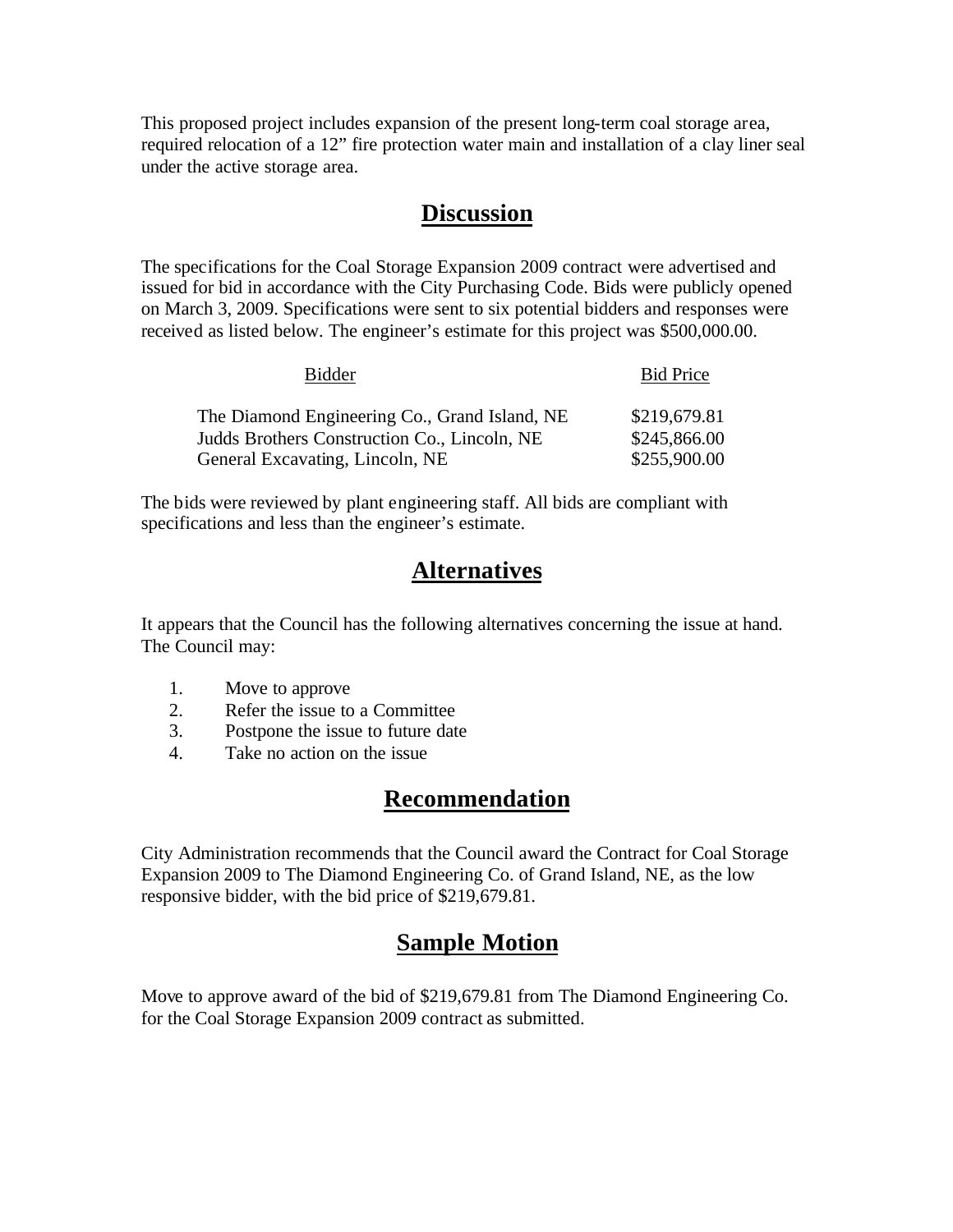This proposed project includes expansion of the present long-term coal storage area, required relocation of a 12" fire protection water main and installation of a clay liner seal under the active storage area.

## Discussion

The specifications for the Coal Storage Expansion 2009 contract were advertised and issued for bid in accordance with the City Purchasing Code. Bids were publicly opened on March 3, 2009. Specifications were sent to six potential bidders and responses were received as listed below. The engineer's estimate for this project was $500,000.00.

| Bidder | Bid Price |
|---|---|
| The Diamond Engineering Co., Grand Island, NE | $219,679.81 |
| Judds Brothers Construction Co., Lincoln, NE | $245,866.00 |
| General Excavating, Lincoln, NE | $255,900.00 |

The bids were reviewed by plant engineering staff. All bids are compliant with specifications and less than the engineer's estimate.

## Alternatives

It appears that the Council has the following alternatives concerning the issue at hand. The Council may:

1. Move to approve
2. Refer the issue to a Committee
3. Postpone the issue to future date
4. Take no action on the issue

## Recommendation

City Administration recommends that the Council award the Contract for Coal Storage Expansion 2009 to The Diamond Engineering Co. of Grand Island, NE, as the low responsive bidder, with the bid price of $219,679.81.

## Sample Motion

Move to approve award of the bid of $219,679.81 from The Diamond Engineering Co. for the Coal Storage Expansion 2009 contract as submitted.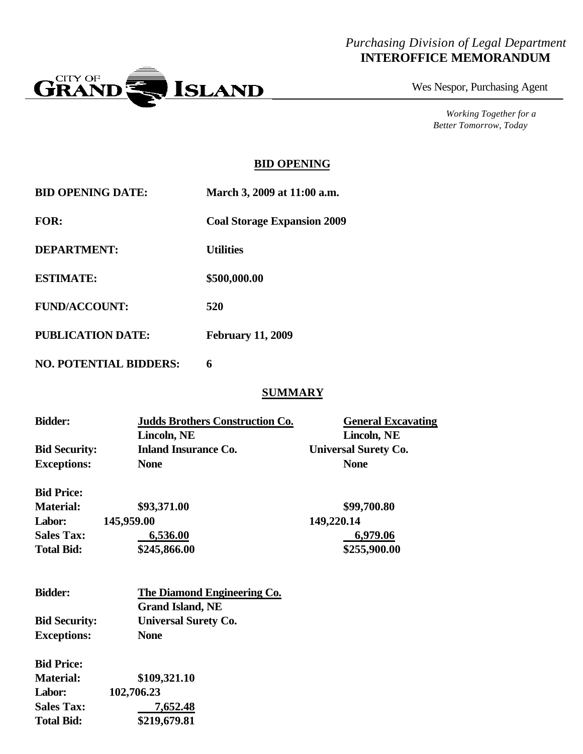*Purchasing Division of Legal Department*
**INTEROFFICE MEMORANDUM**

CITY OF GRAND ISLAND

Wes Nespor, Purchasing Agent

*Working Together for a Better Tomorrow, Today*

## BID OPENING

| | |
|---|---|
| **BID OPENING DATE:** | **March 3, 2009 at 11:00 a.m.** |
| **FOR:** | **Coal Storage Expansion 2009** |
| **DEPARTMENT:** | **Utilities** |
| **ESTIMATE:** | **$500,000.00** |
| **FUND/ACCOUNT:** | **520** |
| **PUBLICATION DATE:** | **February 11, 2009** |
| **NO. POTENTIAL BIDDERS:** | **6** |

## SUMMARY

| | | |
|---|---|---|
| **Bidder:** | **Judds Brothers Construction Co.** Lincoln, NE | **General Excavating** Lincoln, NE |
| **Bid Security:** | **Inland Insurance Co.** | **Universal Surety Co.** |
| **Exceptions:** | **None** | **None** |
| **Bid Price:** | | |
| **Material:** | **$93,371.00** | **$99,700.80** |
| **Labor:** | **145,959.00** | **149,220.14** |
| **Sales Tax:** | **6,536.00** | **6,979.06** |
| **Total Bid:** | **$245,866.00** | **$255,900.00** |

| | |
|---|---|
| **Bidder:** | **The Diamond Engineering Co.** Grand Island, NE |
| **Bid Security:** | **Universal Surety Co.** |
| **Exceptions:** | **None** |
| **Bid Price:** | |
| **Material:** | **$109,321.10** |
| **Labor:** | **102,706.23** |
| **Sales Tax:** | **7,652.48** |
| **Total Bid:** | **$219,679.81** |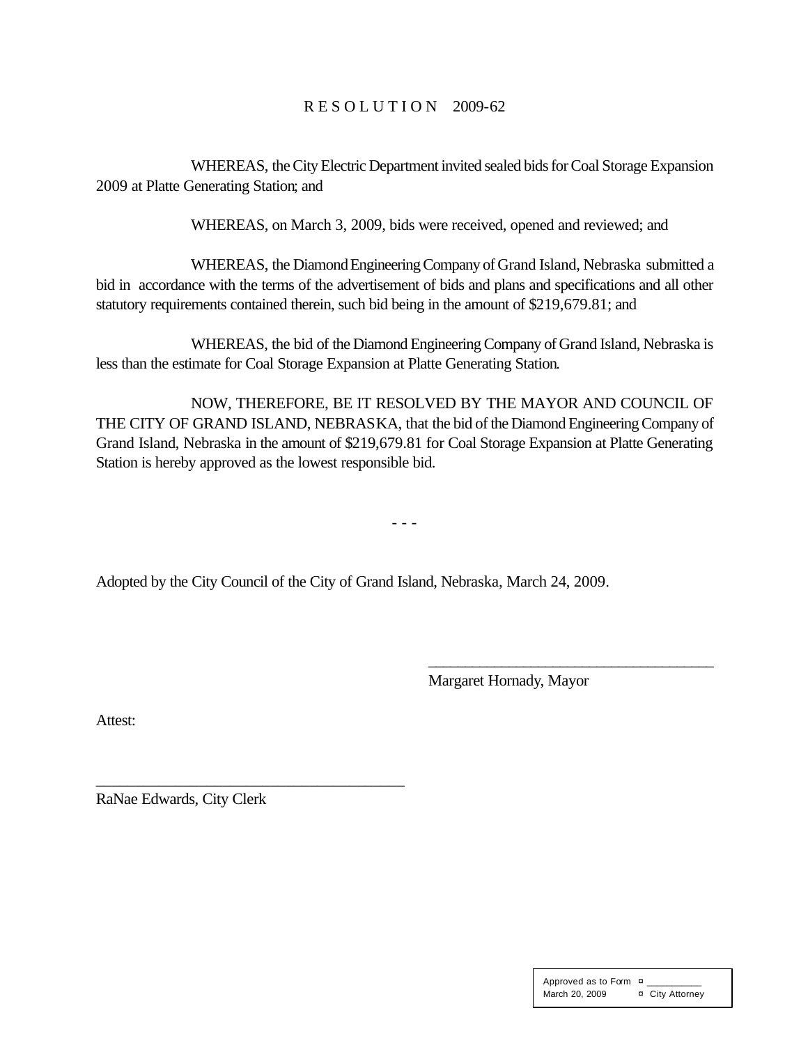# R E S O L U T I O N 2009-62

WHEREAS, the City Electric Department invited sealed bids for Coal Storage Expansion 2009 at Platte Generating Station; and

WHEREAS, on March 3, 2009, bids were received, opened and reviewed; and

WHEREAS, the Diamond Engineering Company of Grand Island, Nebraska submitted a bid in accordance with the terms of the advertisement of bids and plans and specifications and all other statutory requirements contained therein, such bid being in the amount of $219,679.81; and

WHEREAS, the bid of the Diamond Engineering Company of Grand Island, Nebraska is less than the estimate for Coal Storage Expansion at Platte Generating Station.

NOW, THEREFORE, BE IT RESOLVED BY THE MAYOR AND COUNCIL OF THE CITY OF GRAND ISLAND, NEBRASKA, that the bid of the Diamond Engineering Company of Grand Island, Nebraska in the amount of $219,679.81 for Coal Storage Expansion at Platte Generating Station is hereby approved as the lowest responsible bid.

- - -

Adopted by the City Council of the City of Grand Island, Nebraska, March 24, 2009.

_____________________________________

Margaret Hornady, Mayor

Attest:

_____________________________________

RaNae Edwards, City Clerk

Approved as to Form ¤ ___________
March 20, 2009 ¤ City Attorney